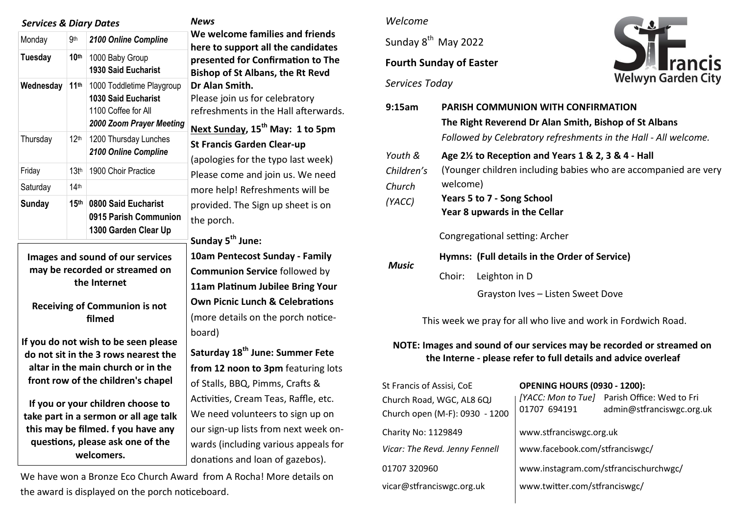### *Services & Diary Dates*

| Monday | 9th | ***2100 Online Compline*** |
|---|---|---|
| **Tuesday** | **10th** | 1000 Baby Group<br>**1930 Said Eucharist** |
| **Wednesday** | **11th** | 1000 Toddletime Playgroup<br>**1030 Said Eucharist**<br>1100 Coffee for All<br>***2000 Zoom Prayer Meeting*** |
| Thursday | 12th | 1200 Thursday Lunches<br>***2100 Online Compline*** |
| Friday | 13th | 1900 Choir Practice |
| Saturday | 14th | |
| **Sunday** | **15th** | **0800 Said Eucharist**<br>**0915 Parish Communion**<br>**1300 Garden Clear Up** |

**Images and sound of our services may be recorded or streamed on the Internet**

**Receiving of Communion is not filmed**

**If you do not wish to be seen please do not sit in the 3 rows nearest the altar in the main church or in the front row of the children's chapel**

**If you or your children choose to take part in a sermon or all age talk this may be filmed. f you have any questions, please ask one of the welcomers.**

### *News*

**We welcome families and friends here to support all the candidates presented for Confirmation to The Bishop of St Albans, the Rt Revd Dr Alan Smith.**
Please join us for celebratory refreshments in the Hall afterwards.

**Next Sunday, 15th May: 1 to 5pm**
**St Francis Garden Clear-up**
(apologies for the typo last week) Please come and join us. We need more help! Refreshments will be provided. The Sign up sheet is on the porch.

**Sunday 5th June:**
**10am Pentecost Sunday - Family Communion Service** followed by **11am Platinum Jubilee Bring Your Own Picnic Lunch & Celebrations** (more details on the porch notice-board)

**Saturday 18th June: Summer Fete from 12 noon to 3pm** featuring lots of Stalls, BBQ, Pimms, Crafts & Activities, Cream Teas, Raffle, etc. We need volunteers to sign up on our sign-up lists from next week onwards (including various appeals for donations and loan of gazebos).

We have won a Bronze Eco Church Award from A Rocha! More details on the award is displayed on the porch noticeboard.

*Welcome*

Sunday 8th May 2022

**Fourth Sunday of Easter**

*Services Today*

StFrancis Welwyn Garden City

**9:15am** — **PARISH COMMUNION WITH CONFIRMATION**
**The Right Reverend Dr Alan Smith, Bishop of St Albans**
*Followed by Celebratory refreshments in the Hall - All welcome.*

*Youth & Children's Church (YACC)* — **Age 2½ to Reception and Years 1 & 2, 3 & 4 - Hall**
(Younger children including babies who are accompanied are very welcome)
**Years 5 to 7 - Song School**
**Year 8 upwards in the Cellar**

*Music* — Congregational setting: Archer
**Hymns: (Full details in the Order of Service)**
Choir: Leighton in D
Grayston Ives – Listen Sweet Dove

This week we pray for all who live and work in Fordwich Road.

**NOTE: Images and sound of our services may be recorded or streamed on the Interne - please refer to full details and advice overleaf**

St Francis of Assisi, CoE
Church Road, WGC, AL8 6QJ
Church open (M-F): 0930 - 1200

Charity No: 1129849

*Vicar: The Revd. Jenny Fennell*

01707 320960

vicar@stfranciswgc.org.uk

**OPENING HOURS (0930 - 1200):**
*[YACC: Mon to Tue]* Parish Office: Wed to Fri
01707 694191 admin@stfranciswgc.org.uk

www.stfranciswgc.org.uk

www.facebook.com/stfranciswgc/

www.instagram.com/stfrancischurchwgc/

www.twitter.com/stfranciswgc/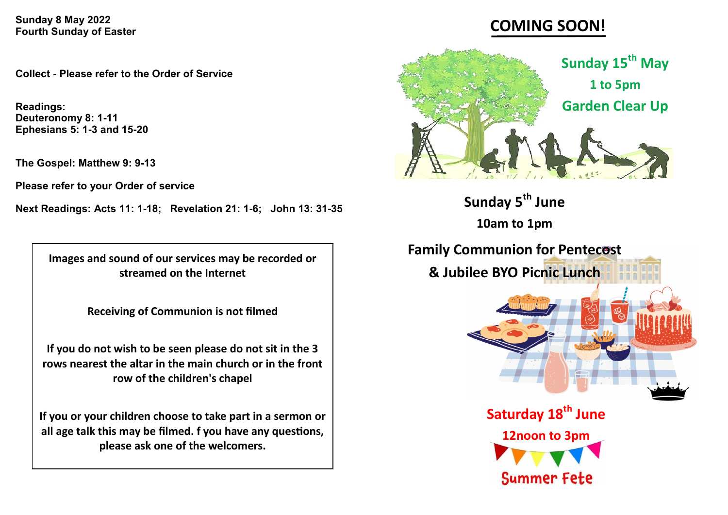**Sunday 8 May 2022**
**Fourth Sunday of Easter**

**Collect - Please refer to the Order of Service**

**Readings:**
**Deuteronomy 8: 1-11**
**Ephesians 5: 1-3 and 15-20**

**The Gospel: Matthew 9: 9-13**

**Please refer to your Order of service**

**Next Readings: Acts 11: 1-18; Revelation 21: 1-6; John 13: 31-35**

**Images and sound of our services may be recorded or streamed on the Internet**

**Receiving of Communion is not filmed**

**If you do not wish to be seen please do not sit in the 3 rows nearest the altar in the main church or in the front row of the children's chapel**

**If you or your children choose to take part in a sermon or all age talk this may be filmed. f you have any questions, please ask one of the welcomers.**

## COMING SOON!

**Sunday 15th May**
**1 to 5pm**
**Garden Clear Up**

**Sunday 5th June**
**10am to 1pm**
**Family Communion for Pentecost**
**& Jubilee BYO Picnic Lunch**

**Saturday 18th June**
**12noon to 3pm**
**Summer Fete**